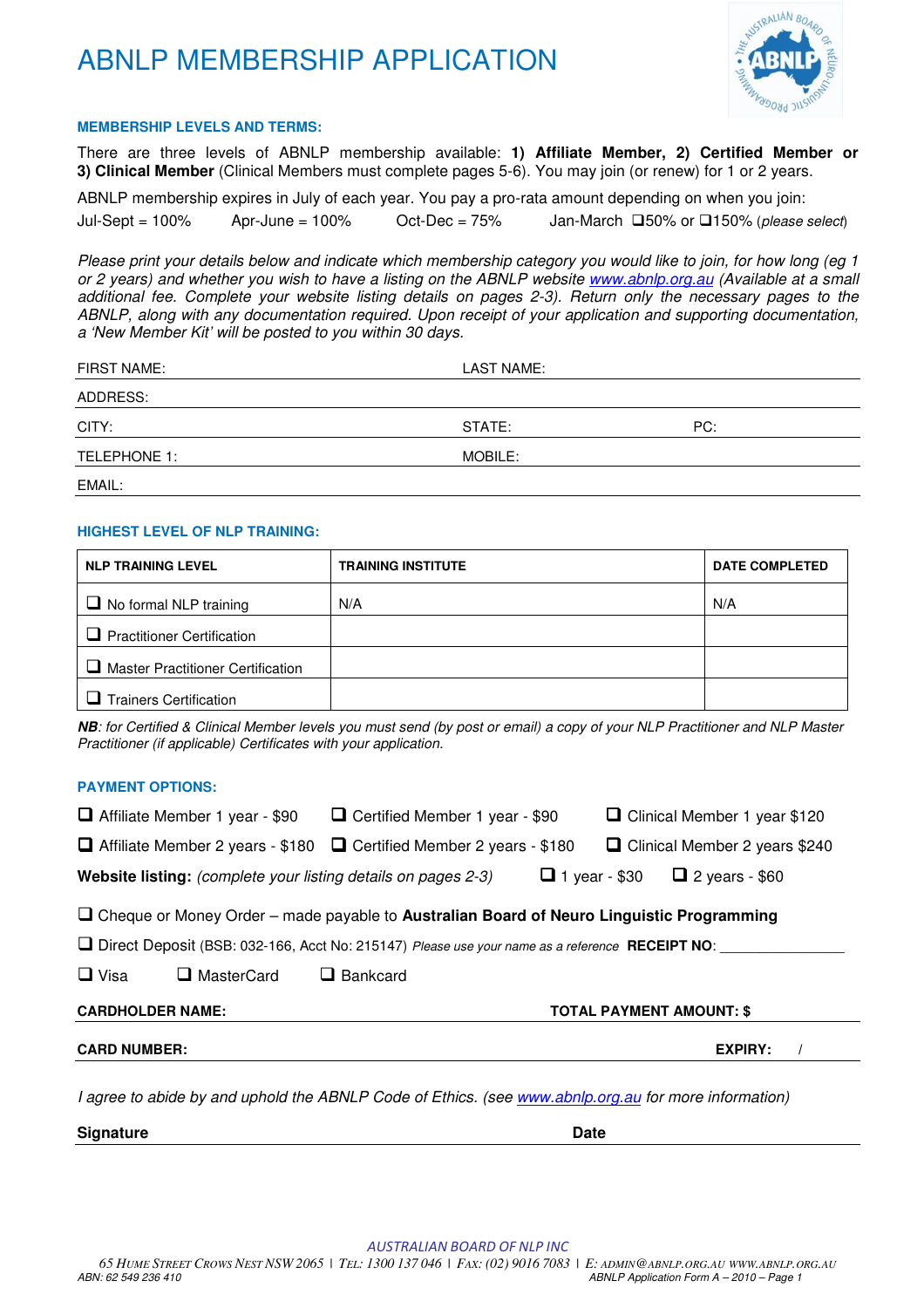# ABNLP MEMBERSHIP APPLICATION

### MEMBERSHIP LEVELS AND TERMS:

There are three levels of ABNLP membership available: **1) Affiliate Member, 2) Certified Member or 3) Clinical Member** (Clinical Members must complete pages 5-6). You may join (or renew) for 1 or 2 years.

ABNLP membership expires in July of each year. You pay a pro-rata amount depending on when you join:

Jul-Sept = 100% Apr-June = 100% Oct-Dec = 75% Jan-March ❑50% or ❑150% (*please select*)

*Please print your details below and indicate which membership category you would like to join, for how long (eg 1 or 2 years) and whether you wish to have a listing on the ABNLP website www.abnlp.org.au (Available at a small additional fee. Complete your website listing details on pages 2-3). Return only the necessary pages to the ABNLP, along with any documentation required. Upon receipt of your application and supporting documentation, a 'New Member Kit' will be posted to you within 30 days.*

FIRST NAME: LAST NAME:

ADDRESS:

CITY: STATE: PC:

TELEPHONE 1: MOBILE:

EMAIL:

### HIGHEST LEVEL OF NLP TRAINING:

| NLP TRAINING LEVEL | TRAINING INSTITUTE | DATE COMPLETED |
|---|---|---|
| ❑ No formal NLP training | N/A | N/A |
| ❑ Practitioner Certification | | |
| ❑ Master Practitioner Certification | | |
| ❑ Trainers Certification | | |

***NB**: for Certified & Clinical Member levels you must send (by post or email) a copy of your NLP Practitioner and NLP Master Practitioner (if applicable) Certificates with your application.*

### PAYMENT OPTIONS:

❑ Affiliate Member 1 year - $90 ❑ Certified Member 1 year - $90 ❑ Clinical Member 1 year $120

❑ Affiliate Member 2 years - $180 ❑ Certified Member 2 years - $180 ❑ Clinical Member 2 years $240

**Website listing:** *(complete your listing details on pages 2-3)* ❑ 1 year - $30 ❑ 2 years - $60

❑ Cheque or Money Order – made payable to **Australian Board of Neuro Linguistic Programming**

❑ Direct Deposit (BSB: 032-166, Acct No: 215147) *Please use your name as a reference* **RECEIPT NO**: _______________

❑ Visa ❑ MasterCard ❑ Bankcard

**CARDHOLDER NAME:** **TOTAL PAYMENT AMOUNT: $**

**CARD NUMBER:** **EXPIRY:** /

*I agree to abide by and uphold the ABNLP Code of Ethics. (see www.abnlp.org.au for more information)*

**Signature** **Date**

AUSTRALIAN BOARD OF NLP INC

65 Hume Street Crows Nest NSW 2065 | Tel: 1300 137 046 | Fax: (02) 9016 7083 | E: admin@abnlp.org.au www.abnlp.org.au

ABN: 62 549 236 410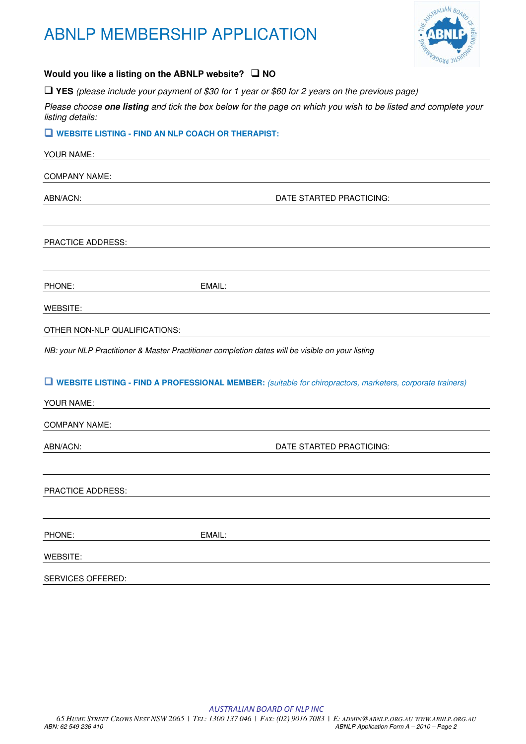# ABNLP MEMBERSHIP APPLICATION

**Would you like a listing on the ABNLP website?** ❑ **NO**

❑ **YES** *(please include your payment of $30 for 1 year or $60 for 2 years on the previous page)*

*Please choose **one listing** and tick the box below for the page on which you wish to be listed and complete your listing details:*

❑ **WEBSITE LISTING - FIND AN NLP COACH OR THERAPIST:**

YOUR NAME: 

COMPANY NAME: 

ABN/ACN: DATE STARTED PRACTICING: 

PRACTICE ADDRESS: 

PHONE: EMAIL: 

WEBSITE: 

OTHER NON-NLP QUALIFICATIONS: 

*NB: your NLP Practitioner & Master Practitioner completion dates will be visible on your listing*

❑ **WEBSITE LISTING - FIND A PROFESSIONAL MEMBER:** *(suitable for chiropractors, marketers, corporate trainers)*

YOUR NAME: 

COMPANY NAME: 

ABN/ACN: DATE STARTED PRACTICING: 

PRACTICE ADDRESS: 

PHONE: EMAIL: 

WEBSITE: 

SERVICES OFFERED: 

AUSTRALIAN BOARD OF NLP INC

65 HUME STREET CROWS NEST NSW 2065 | TEL: 1300 137 046 | FAX: (02) 9016 7083 | E: ADMIN@ABNLP.ORG.AU WWW.ABNLP.ORG.AU

ABN: 62 549 236 410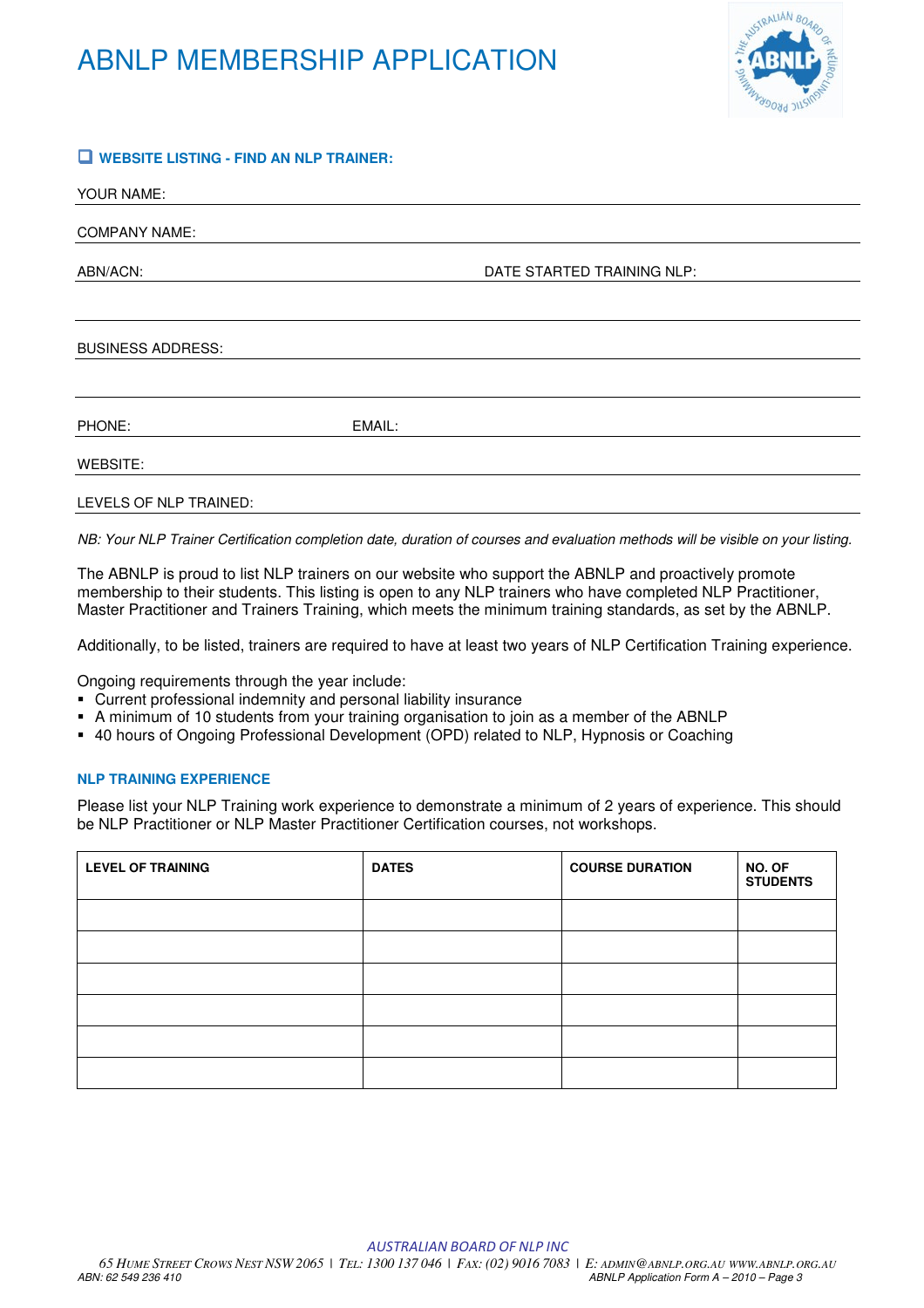# ABNLP MEMBERSHIP APPLICATION

☐ **WEBSITE LISTING - FIND AN NLP TRAINER:**

YOUR NAME:

COMPANY NAME:

ABN/ACN: DATE STARTED TRAINING NLP:

BUSINESS ADDRESS:

PHONE: EMAIL:

WEBSITE:

LEVELS OF NLP TRAINED:

*NB: Your NLP Trainer Certification completion date, duration of courses and evaluation methods will be visible on your listing.*

The ABNLP is proud to list NLP trainers on our website who support the ABNLP and proactively promote membership to their students. This listing is open to any NLP trainers who have completed NLP Practitioner, Master Practitioner and Trainers Training, which meets the minimum training standards, as set by the ABNLP.

Additionally, to be listed, trainers are required to have at least two years of NLP Certification Training experience.

Ongoing requirements through the year include:

- Current professional indemnity and personal liability insurance
- A minimum of 10 students from your training organisation to join as a member of the ABNLP
- 40 hours of Ongoing Professional Development (OPD) related to NLP, Hypnosis or Coaching

### NLP TRAINING EXPERIENCE

Please list your NLP Training work experience to demonstrate a minimum of 2 years of experience. This should be NLP Practitioner or NLP Master Practitioner Certification courses, not workshops.

| LEVEL OF TRAINING | DATES | COURSE DURATION | NO. OF STUDENTS |
|---|---|---|---|
| | | | |
| | | | |
| | | | |
| | | | |
| | | | |
| | | | |

AUSTRALIAN BOARD OF NLP INC

65 Hume Street Crows Nest NSW 2065 | Tel: 1300 137 046 | Fax: (02) 9016 7083 | E: admin@abnlp.org.au www.abnlp.org.au

ABN: 62 549 236 410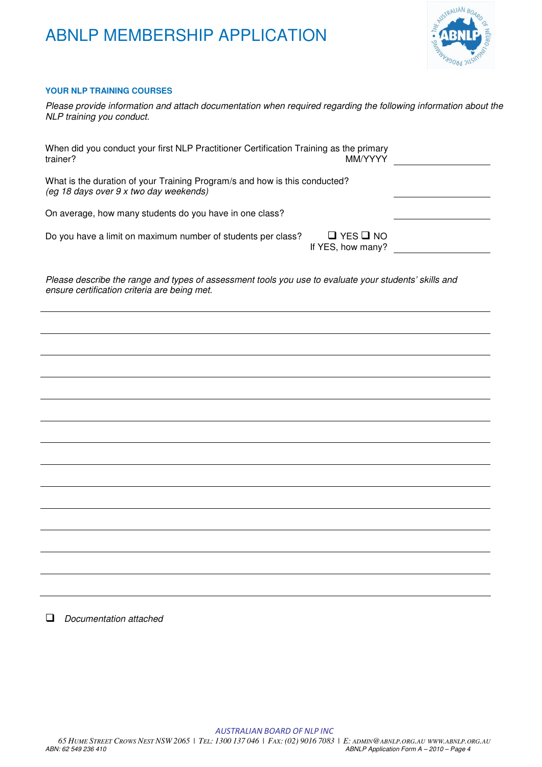# ABNLP MEMBERSHIP APPLICATION

### YOUR NLP TRAINING COURSES

*Please provide information and attach documentation when required regarding the following information about the NLP training you conduct.*

When did you conduct your first NLP Practitioner Certification Training as the primary trainer? MM/YYYY ____________

What is the duration of your Training Program/s and how is this conducted? *(eg 18 days over 9 x two day weekends)* ____________

On average, how many students do you have in one class? ____________

Do you have a limit on maximum number of students per class? ☐ YES ☐ NO
If YES, how many? ____________

*Please describe the range and types of assessment tools you use to evaluate your students' skills and ensure certification criteria are being met.*

_______________________________________________

_______________________________________________

_______________________________________________

_______________________________________________

_______________________________________________

_______________________________________________

_______________________________________________

_______________________________________________

_______________________________________________

_______________________________________________

_______________________________________________

_______________________________________________

_______________________________________________

☐ *Documentation attached*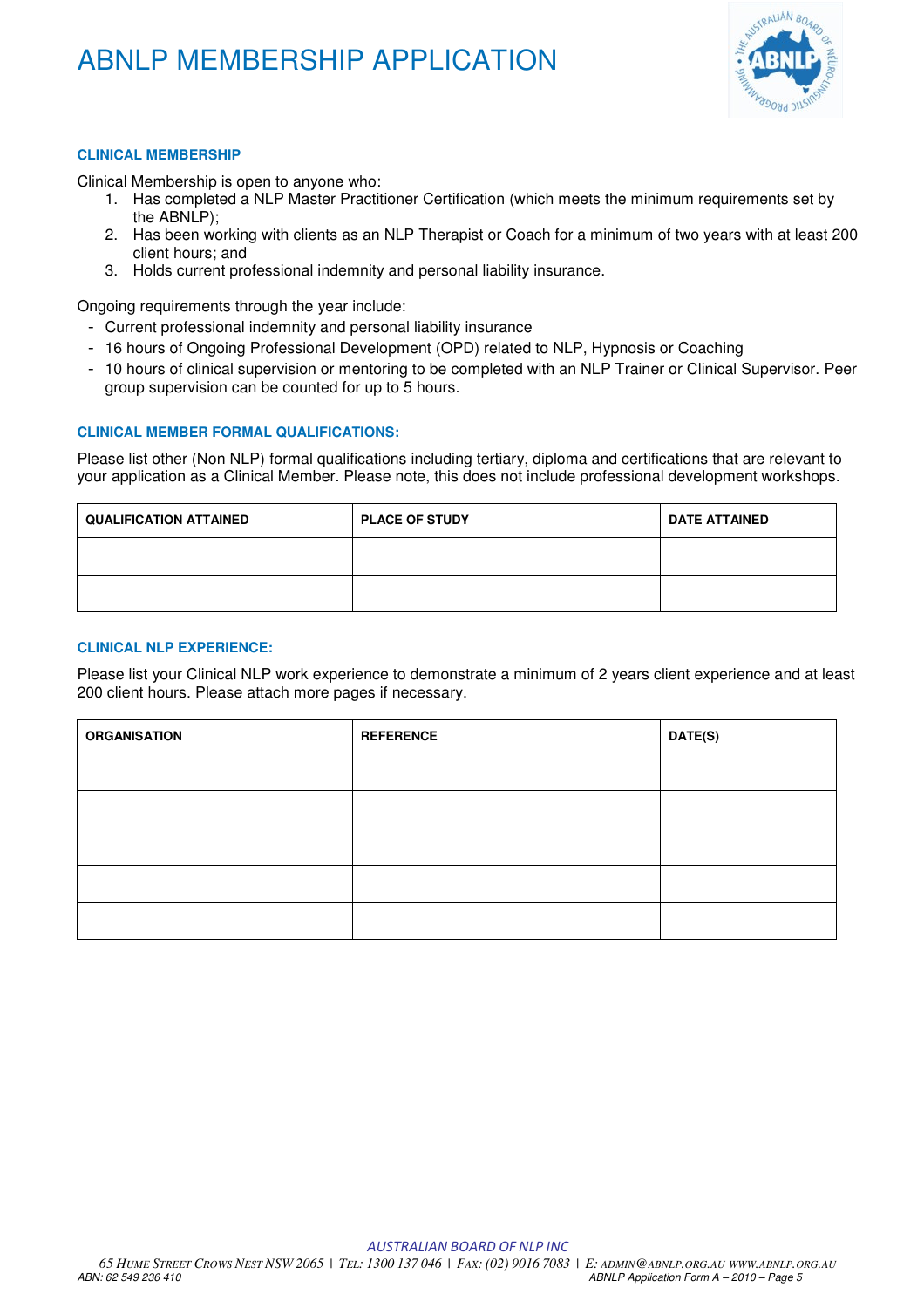# ABNLP MEMBERSHIP APPLICATION

### CLINICAL MEMBERSHIP

Clinical Membership is open to anyone who:

1. Has completed a NLP Master Practitioner Certification (which meets the minimum requirements set by the ABNLP);
2. Has been working with clients as an NLP Therapist or Coach for a minimum of two years with at least 200 client hours; and
3. Holds current professional indemnity and personal liability insurance.

Ongoing requirements through the year include:

- Current professional indemnity and personal liability insurance
- 16 hours of Ongoing Professional Development (OPD) related to NLP, Hypnosis or Coaching
- 10 hours of clinical supervision or mentoring to be completed with an NLP Trainer or Clinical Supervisor. Peer group supervision can be counted for up to 5 hours.

### CLINICAL MEMBER FORMAL QUALIFICATIONS:

Please list other (Non NLP) formal qualifications including tertiary, diploma and certifications that are relevant to your application as a Clinical Member. Please note, this does not include professional development workshops.

| QUALIFICATION ATTAINED | PLACE OF STUDY | DATE ATTAINED |
|---|---|---|
| | | |
| | | |

### CLINICAL NLP EXPERIENCE:

Please list your Clinical NLP work experience to demonstrate a minimum of 2 years client experience and at least 200 client hours. Please attach more pages if necessary.

| ORGANISATION | REFERENCE | DATE(S) |
|---|---|---|
| | | |
| | | |
| | | |
| | | |
| | | |

AUSTRALIAN BOARD OF NLP INC

65 Hume Street Crows Nest NSW 2065 | Tel: 1300 137 046 | Fax: (02) 9016 7083 | E: admin@abnlp.org.au www.abnlp.org.au

ABN: 62 549 236 410

ABNLP Application Form A – 2010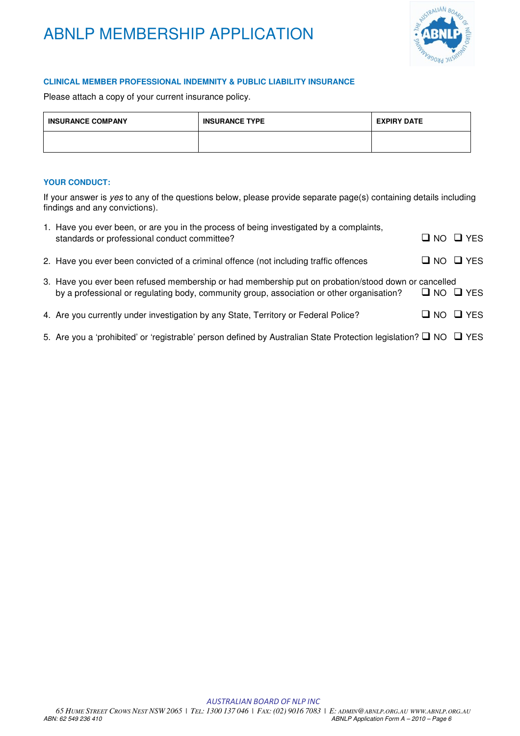# ABNLP MEMBERSHIP APPLICATION

### CLINICAL MEMBER PROFESSIONAL INDEMNITY & PUBLIC LIABILITY INSURANCE

Please attach a copy of your current insurance policy.

| INSURANCE COMPANY | INSURANCE TYPE | EXPIRY DATE |
|---|---|---|
| | | |

### YOUR CONDUCT:

If your answer is *yes* to any of the questions below, please provide separate page(s) containing details including findings and any convictions).

1. Have you ever been, or are you in the process of being investigated by a complaints, standards or professional conduct committee? ❑ NO ❑ YES
2. Have you ever been convicted of a criminal offence (not including traffic offences ❑ NO ❑ YES
3. Have you ever been refused membership or had membership put on probation/stood down or cancelled by a professional or regulating body, community group, association or other organisation? ❑ NO ❑ YES
4. Are you currently under investigation by any State, Territory or Federal Police? ❑ NO ❑ YES
5. Are you a 'prohibited' or 'registrable' person defined by Australian State Protection legislation? ❑ NO ❑ YES

AUSTRALIAN BOARD OF NLP INC

65 Hume Street Crows Nest NSW 2065 | Tel: 1300 137 046 | Fax: (02) 9016 7083 | E: admin@abnlp.org.au www.abnlp.org.au

ABN: 62 549 236 410 ABNLP Application Form A – 2010